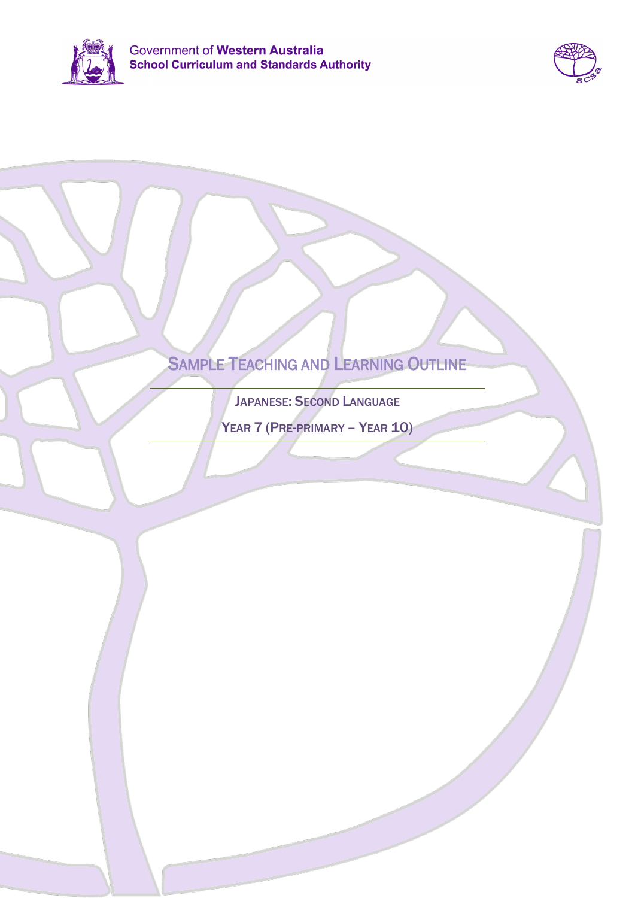Government of **Western Australia**
**School Curriculum and Standards Authority**

# Sample Teaching and Learning Outline

## Japanese: Second Language

## Year 7 (Pre-primary – Year 10)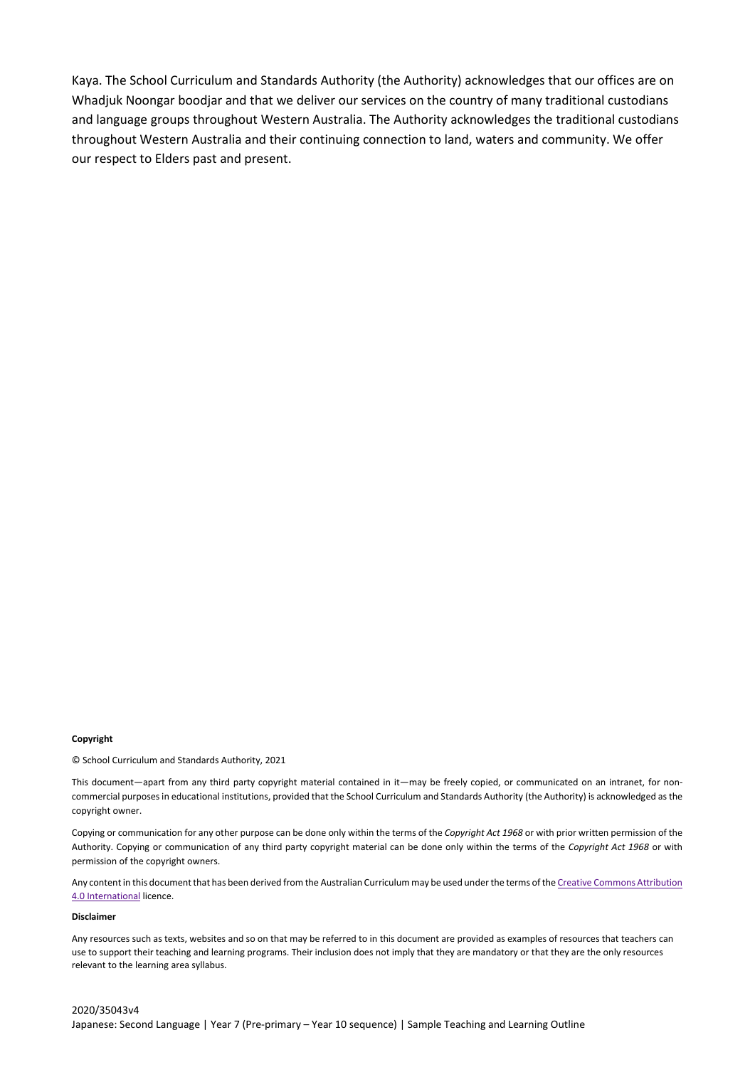Kaya. The School Curriculum and Standards Authority (the Authority) acknowledges that our offices are on Whadjuk Noongar boodjar and that we deliver our services on the country of many traditional custodians and language groups throughout Western Australia. The Authority acknowledges the traditional custodians throughout Western Australia and their continuing connection to land, waters and community. We offer our respect to Elders past and present.

**Copyright**

© School Curriculum and Standards Authority, 2021

This document—apart from any third party copyright material contained in it—may be freely copied, or communicated on an intranet, for non-commercial purposes in educational institutions, provided that the School Curriculum and Standards Authority (the Authority) is acknowledged as the copyright owner.

Copying or communication for any other purpose can be done only within the terms of the *Copyright Act 1968* or with prior written permission of the Authority. Copying or communication of any third party copyright material can be done only within the terms of the *Copyright Act 1968* or with permission of the copyright owners.

Any content in this document that has been derived from the Australian Curriculum may be used under the terms of the Creative Commons Attribution 4.0 International licence.

**Disclaimer**

Any resources such as texts, websites and so on that may be referred to in this document are provided as examples of resources that teachers can use to support their teaching and learning programs. Their inclusion does not imply that they are mandatory or that they are the only resources relevant to the learning area syllabus.

2020/35043v4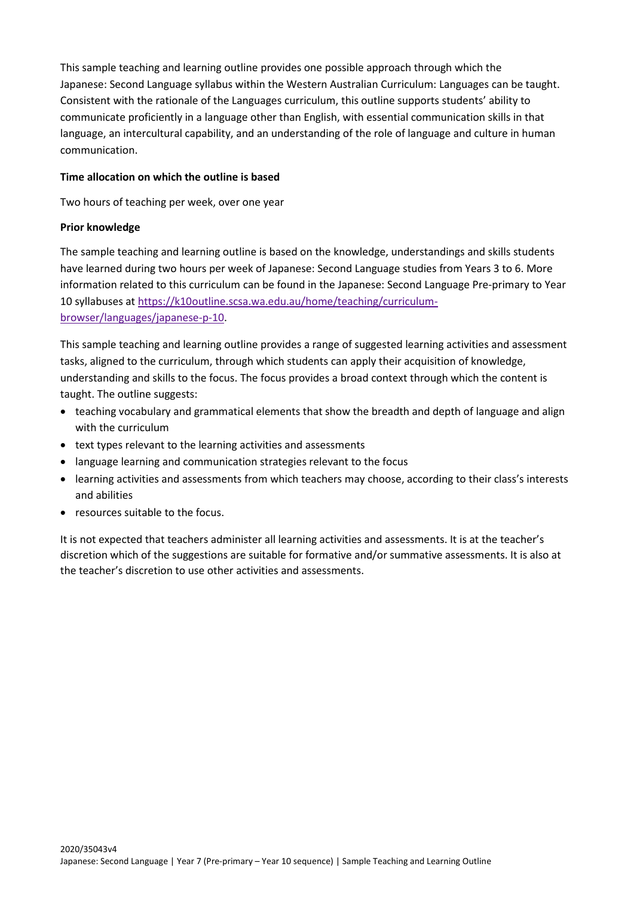This sample teaching and learning outline provides one possible approach through which the Japanese: Second Language syllabus within the Western Australian Curriculum: Languages can be taught. Consistent with the rationale of the Languages curriculum, this outline supports students' ability to communicate proficiently in a language other than English, with essential communication skills in that language, an intercultural capability, and an understanding of the role of language and culture in human communication.

**Time allocation on which the outline is based**

Two hours of teaching per week, over one year

**Prior knowledge**

The sample teaching and learning outline is based on the knowledge, understandings and skills students have learned during two hours per week of Japanese: Second Language studies from Years 3 to 6. More information related to this curriculum can be found in the Japanese: Second Language Pre-primary to Year 10 syllabuses at [https://k10outline.scsa.wa.edu.au/home/teaching/curriculum-browser/languages/japanese-p-10](https://k10outline.scsa.wa.edu.au/home/teaching/curriculum-browser/languages/japanese-p-10).

This sample teaching and learning outline provides a range of suggested learning activities and assessment tasks, aligned to the curriculum, through which students can apply their acquisition of knowledge, understanding and skills to the focus. The focus provides a broad context through which the content is taught. The outline suggests:

- teaching vocabulary and grammatical elements that show the breadth and depth of language and align with the curriculum
- text types relevant to the learning activities and assessments
- language learning and communication strategies relevant to the focus
- learning activities and assessments from which teachers may choose, according to their class's interests and abilities
- resources suitable to the focus.

It is not expected that teachers administer all learning activities and assessments. It is at the teacher's discretion which of the suggestions are suitable for formative and/or summative assessments. It is also at the teacher's discretion to use other activities and assessments.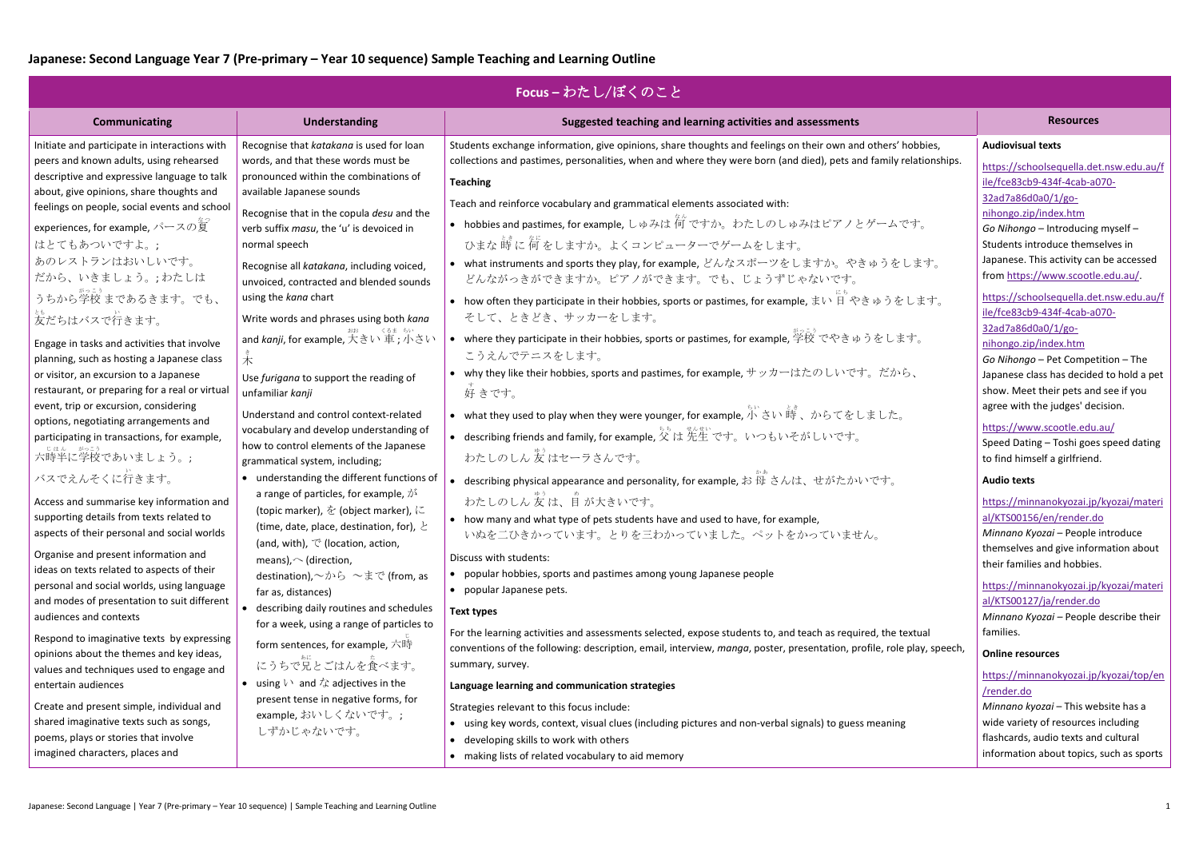## Japanese: Second Language Year 7 (Pre-primary – Year 10 sequence) Sample Teaching and Learning Outline

| Focus – わたし/ぼくのこと | | | |
|---|---|---|---|
| **Communicating** | **Understanding** | **Suggested teaching and learning activities and assessments** | **Resources** |
| Initiate and participate in interactions with peers and known adults, using rehearsed descriptive and expressive language to talk about, give opinions, share thoughts and feelings on people, social events and school experiences, for example, パースの夏はとてもあついですよ。; あのレストランはおいしいです。だから、いきましょう。; わたしはうちから学校まであるきます。でも、友だちはバスで行きます。<br><br>Engage in tasks and activities that involve planning, such as hosting a Japanese class or visitor, an excursion to a Japanese restaurant, or preparing for a real or virtual event, trip or excursion, considering options, negotiating arrangements and participating in transactions, for example, 六時半に学校であいましょう。; バスでえんそくに行きます。<br><br>Access and summarise key information and supporting details from texts related to aspects of their personal and social worlds<br><br>Organise and present information and ideas on texts related to aspects of their personal and social worlds, using language and modes of presentation to suit different audiences and contexts<br><br>Respond to imaginative texts by expressing opinions about the themes and key ideas, values and techniques used to engage and entertain audiences<br><br>Create and present simple, individual and shared imaginative texts such as songs, poems, plays or stories that involve imagined characters, places and | Recognise that *katakana* is used for loan words, and that these words must be pronounced within the combinations of available Japanese sounds<br><br>Recognise that in the copula *desu* and the verb suffix *masu*, the 'u' is devoiced in normal speech<br><br>Recognise all *katakana*, including voiced, unvoiced, contracted and blended sounds using the *kana* chart<br><br>Write words and phrases using both *kana* and *kanji*, for example, 大きい 車; 小さい 木<br><br>Use *furigana* to support the reading of unfamiliar *kanji*<br><br>Understand and control context-related vocabulary and develop understanding of how to control elements of the Japanese grammatical system, including;<br>• understanding the different functions of a range of particles, for example, が (topic marker), を (object marker), に (time, date, place, destination, for), と (and, with), で (location, action, means), へ (direction, destination), ～から ～まで (from, as far as, distances)<br>• describing daily routines and schedules for a week, using a range of particles to form sentences, for example, 六時にうちで兄とごはんを食べます。<br>• using い and な adjectives in the present tense in negative forms, for example, おいしくないです。; しずかじゃないです。 | Students exchange information, give opinions, share thoughts and feelings on their own and others' hobbies, collections and pastimes, personalities, when and where they were born (and died), pets and family relationships.<br><br>**Teaching**<br><br>Teach and reinforce vocabulary and grammatical elements associated with:<br>• hobbies and pastimes, for example, しゅみは何ですか。わたしのしゅみはピアノとゲームです。ひまな時に何をしますか。よくコンピューターでゲームをします。<br>• what instruments and sports they play, for example, どんなスポーツをしますか。やきゅうをします。どんながっきができますか。ピアノができます。でも、じょうずじゃないです。<br>• how often they participate in their hobbies, sports or pastimes, for example, まい日やきゅうをします。そして、ときどき、サッカーをします。<br>• where they participate in their hobbies, sports or pastimes, for example, 学校でやきゅうをします。こうえんでテニスをします。<br>• why they like their hobbies, sports and pastimes, for example, サッカーはたのしいです。だから、好きです。<br>• what they used to play when they were younger, for example, 小さい時、からてをしました。<br>• describing friends and family, for example, 父は先生です。いつもいそがしいです。わたしのしん友はセーラさんです。<br>• describing physical appearance and personality, for example, お母さんは、せがたかいです。わたしのしん友は、目が大きいです。<br>• how many and what type of pets students have and used to have, for example, いぬを二ひきかっています。とりを三わかっていました。ペットをかっていません。<br><br>Discuss with students:<br>• popular hobbies, sports and pastimes among young Japanese people<br>• popular Japanese pets.<br><br>**Text types**<br><br>For the learning activities and assessments selected, expose students to, and teach as required, the textual conventions of the following: description, email, interview, *manga*, poster, presentation, profile, role play, speech, summary, survey.<br><br>**Language learning and communication strategies**<br><br>Strategies relevant to this focus include:<br>• using key words, context, visual clues (including pictures and non-verbal signals) to guess meaning<br>• developing skills to work with others<br>• making lists of related vocabulary to aid memory | **Audiovisual texts**<br><br>https://schoolsequella.det.nsw.edu.au/file/fce83cb9-434f-4cab-a070-32ad7a86d0a0/1/go-nihongo.zip/index.htm<br>*Go Nihongo* – Introducing myself – Students introduce themselves in Japanese. This activity can be accessed from https://www.scootle.edu.au/.<br><br>https://schoolsequella.det.nsw.edu.au/file/fce83cb9-434f-4cab-a070-32ad7a86d0a0/1/go-nihongo.zip/index.htm<br>*Go Nihongo* – Pet Competition – The Japanese class has decided to hold a pet show. Meet their pets and see if you agree with the judges' decision.<br><br>https://www.scootle.edu.au/<br>Speed Dating – Toshi goes speed dating to find himself a girlfriend.<br><br>**Audio texts**<br><br>https://minnanokyozai.jp/kyozai/material/KTS00156/en/render.do<br>*Minnano Kyozai* – People introduce themselves and give information about their families and hobbies.<br><br>https://minnanokyozai.jp/kyozai/material/KTS00127/ja/render.do<br>*Minnano Kyozai* – People describe their families.<br><br>**Online resources**<br><br>https://minnanokyozai.jp/kyozai/top/en/render.do<br>*Minnano kyozai* – This website has a wide variety of resources including flashcards, audio texts and cultural information about topics, such as sports |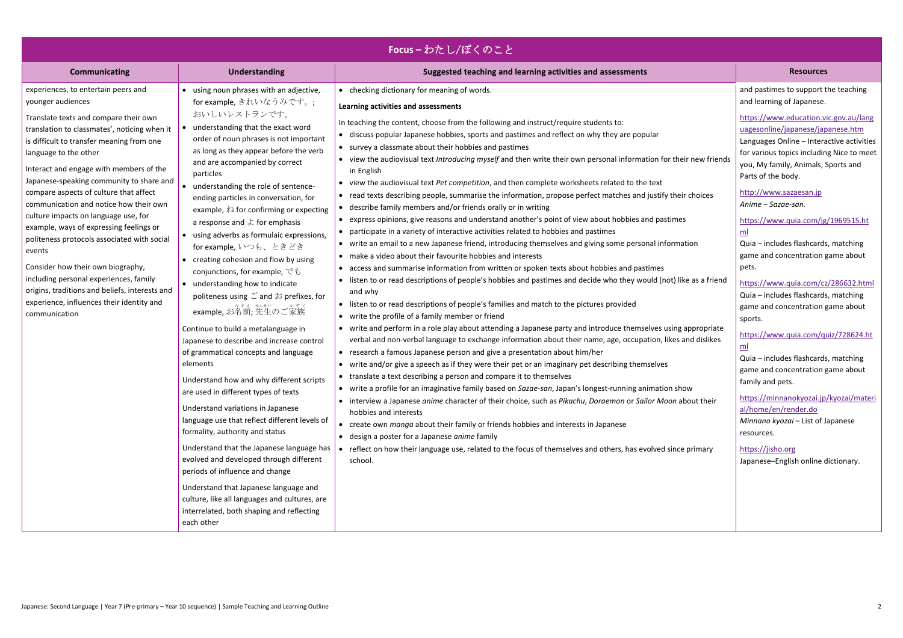## Focus – わたし/ぼくのこと

| Communicating | Understanding | Suggested teaching and learning activities and assessments | Resources |
|---|---|---|---|
| experiences, to entertain peers and younger audiences<br><br>Translate texts and compare their own translation to classmates', noticing when it is difficult to transfer meaning from one language to the other<br><br>Interact and engage with members of the Japanese-speaking community to share and compare aspects of culture that affect communication and notice how their own culture impacts on language use, for example, ways of expressing feelings or politeness protocols associated with social events<br><br>Consider how their own biography, including personal experiences, family origins, traditions and beliefs, interests and experience, influences their identity and communication | • using noun phrases with an adjective, for example, きれいなうみです。; おいしいレストランです。<br>• understanding that the exact word order of noun phrases is not important as long as they appear before the verb and are accompanied by correct particles<br>• understanding the role of sentence-ending particles in conversation, for example, ね for confirming or expecting a response and よ for emphasis<br>• using adverbs as formulaic expressions, for example, いつも、ときどき<br>• creating cohesion and flow by using conjunctions, for example, でも<br>• understanding how to indicate politeness using ご and お prefixes, for example, お名前; 先生のご家族<br><br>Continue to build a metalanguage in Japanese to describe and increase control of grammatical concepts and language elements<br><br>Understand how and why different scripts are used in different types of texts<br><br>Understand variations in Japanese language use that reflect different levels of formality, authority and status<br><br>Understand that the Japanese language has evolved and developed through different periods of influence and change<br><br>Understand that Japanese language and culture, like all languages and cultures, are interrelated, both shaping and reflecting each other | • checking dictionary for meaning of words.<br><br>**Learning activities and assessments**<br><br>In teaching the content, choose from the following and instruct/require students to:<br>• discuss popular Japanese hobbies, sports and pastimes and reflect on why they are popular<br>• survey a classmate about their hobbies and pastimes<br>• view the audiovisual text *Introducing myself* and then write their own personal information for their new friends in English<br>• view the audiovisual text *Pet competition*, and then complete worksheets related to the text<br>• read texts describing people, summarise the information, propose perfect matches and justify their choices<br>• describe family members and/or friends orally or in writing<br>• express opinions, give reasons and understand another's point of view about hobbies and pastimes<br>• participate in a variety of interactive activities related to hobbies and pastimes<br>• write an email to a new Japanese friend, introducing themselves and giving some personal information<br>• make a video about their favourite hobbies and interests<br>• access and summarise information from written or spoken texts about hobbies and pastimes<br>• listen to or read descriptions of people's hobbies and pastimes and decide who they would (not) like as a friend and why<br>• listen to or read descriptions of people's families and match to the pictures provided<br>• write the profile of a family member or friend<br>• write and perform in a role play about attending a Japanese party and introduce themselves using appropriate verbal and non-verbal language to exchange information about their name, age, occupation, likes and dislikes<br>• research a famous Japanese person and give a presentation about him/her<br>• write and/or give a speech as if they were their pet or an imaginary pet describing themselves<br>• translate a text describing a person and compare it to themselves<br>• write a profile for an imaginative family based on *Sazae-san*, Japan's longest-running animation show<br>• interview a Japanese *anime* character of their choice, such as *Pikachu*, *Doraemon* or *Sailor Moon* about their hobbies and interests<br>• create own *manga* about their family or friends hobbies and interests in Japanese<br>• design a poster for a Japanese *anime* family<br>• reflect on how their language use, related to the focus of themselves and others, has evolved since primary school. | and pastimes to support the teaching and learning of Japanese.<br><br>https://www.education.vic.gov.au/languagesonline/japanese/japanese.htm<br>Languages Online – Interactive activities for various topics including Nice to meet you, My family, Animals, Sports and Parts of the body.<br><br>http://www.sazaesan.jp<br>*Anime – Sazae-san.*<br><br>https://www.quia.com/jg/1969515.html<br>Quia – includes flashcards, matching game and concentration game about pets.<br><br>https://www.quia.com/cz/286632.html<br>Quia – includes flashcards, matching game and concentration game about sports.<br><br>https://www.quia.com/quiz/728624.html<br>Quia – includes flashcards, matching game and concentration game about family and pets.<br><br>https://minnanokyozai.jp/kyozai/material/home/en/render.do<br>*Minnano kyozai* – List of Japanese resources.<br><br>https://jisho.org<br>Japanese–English online dictionary. |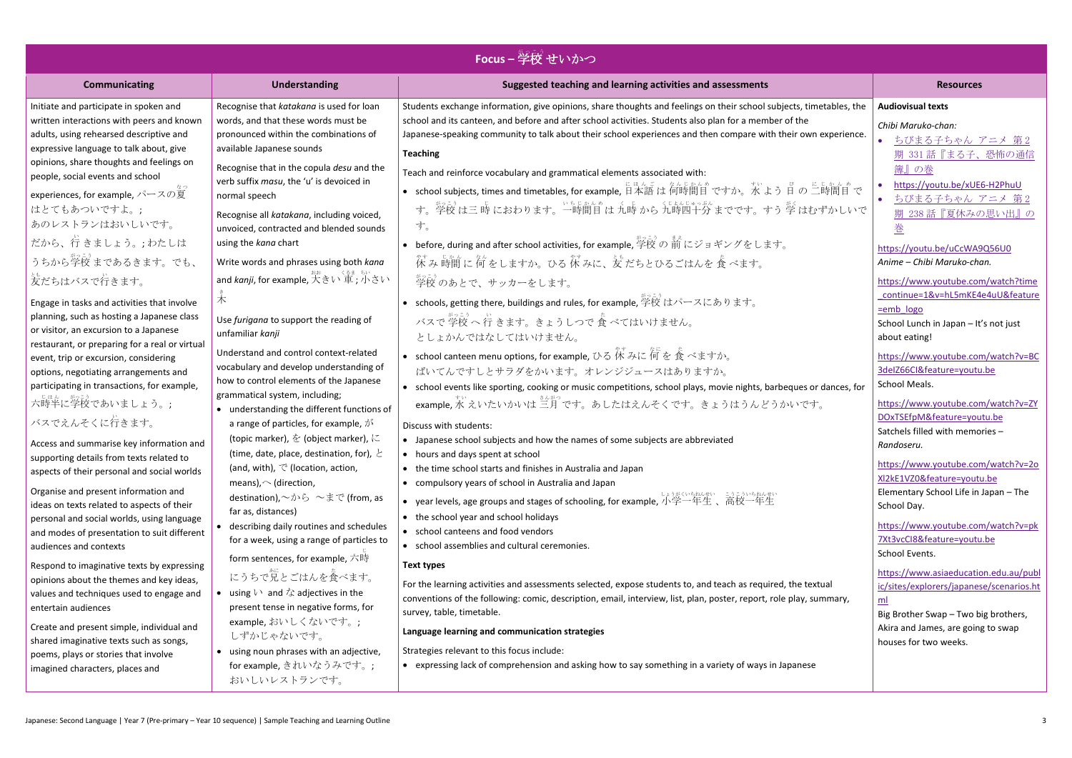# Focus – 学校せいかつ

| Communicating | Understanding | Suggested teaching and learning activities and assessments | Resources |
|---|---|---|---|
| Initiate and participate in spoken and written interactions with peers and known adults, using rehearsed descriptive and expressive language to talk about, give opinions, share thoughts and feelings on people, social events and school experiences, for example, パースの夏はとてもあついですよ。; あのレストランはおいしいです。だから、行きましょう。; わたしはうちから学校まであるきます。でも、友だちはバスで行きます。<br><br>Engage in tasks and activities that involve planning, such as hosting a Japanese class or visitor, an excursion to a Japanese restaurant, or preparing for a real or virtual event, trip or excursion, considering options, negotiating arrangements and participating in transactions, for example, 六時半に学校であいましょう。; バスでえんそくに行きます。<br><br>Access and summarise key information and supporting details from texts related to aspects of their personal and social worlds<br><br>Organise and present information and ideas on texts related to aspects of their personal and social worlds, using language and modes of presentation to suit different audiences and contexts<br><br>Respond to imaginative texts by expressing opinions about the themes and key ideas, values and techniques used to engage and entertain audiences<br><br>Create and present simple, individual and shared imaginative texts such as songs, poems, plays or stories that involve imagined characters, places and | Recognise that *katakana* is used for loan words, and that these words must be pronounced within the combinations of available Japanese sounds<br><br>Recognise that the copula *desu* and the verb suffix *masu*, the 'u' is devoiced in normal speech<br><br>Recognise all *katakana*, including voiced, unvoiced, contracted and blended sounds using the *kana* chart<br><br>Write words and phrases using both *kana* and *kanji*, for example, 大きい 車; 小さい 木<br><br>Use *furigana* to support the reading of unfamiliar *kanji*<br><br>Understand and control context-related vocabulary and develop understanding of how to control elements of the Japanese grammatical system, including;<br>• understanding the different functions of a range of particles, for example, が (topic marker), を (object marker), に (time, date, place, destination, for), と (and, with), で (location, action, means),へ (direction, destination),～から ～まで (from, as far as, distances)<br>• describing daily routines and schedules for a week, using a range of particles to form sentences, for example, 六時にうちで兄とごはんを食べます。<br>• using い and な adjectives in the present tense in negative forms, for example, おいしくないです。; しずかじゃないです。<br>• using noun phrases with an adjective, for example, きれいなうみです。; おいしいレストランです。 | Students exchange information, give opinions, share thoughts and feelings on their school subjects, timetables, the school and its canteen, and before and after school activities. Students also plan for a member of the Japanese-speaking community to talk about their school experiences and then compare with their own experience.<br><br>**Teaching**<br><br>Teach and reinforce vocabulary and grammatical elements associated with:<br>• school subjects, times and timetables, for example, 日本語は何時間目ですか。水よう日の二時間目です。学校は三時におわります。一時間目は九時から九時四十分までです。すう学はむずかしいです。<br>• before, during and after school activities, for example, 学校の前にジョギングをします。休み時間に何をしますか。ひる休みに、友だちとひるごはんを食べます。学校のあとで、サッカーをします。<br>• schools, getting there, buildings and rules, for example, 学校はパースにあります。バスで学校へ行きます。きょうしつで食べてはいけません。としょかんではなしてはいけません。<br>• school canteen menu options, for example, ひる休みに何を食べますか。ばいてんですしとサラダをかいます。オレンジジュースはありますか。<br>• school events like sporting, cooking or music competitions, school plays, movie nights, barbeques or dances, for example, 水えいたいかいは三月です。あしたはえんそくです。きょうはうんどうかいです。<br><br>Discuss with students:<br>• Japanese school subjects and how the names of some subjects are abbreviated<br>• hours and days spent at school<br>• the time school starts and finishes in Australia and Japan<br>• compulsory years of school in Australia and Japan<br>• year levels, age groups and stages of schooling, for example, 小学一年生、高校一年生<br>• the school year and school holidays<br>• school canteens and food vendors<br>• school assemblies and cultural ceremonies.<br><br>**Text types**<br><br>For the learning activities and assessments selected, expose students to, and teach as required, the textual conventions of the following: comic, description, email, interview, list, plan, poster, report, role play, summary, survey, table, timetable.<br><br>**Language learning and communication strategies**<br><br>Strategies relevant to this focus include:<br>• expressing lack of comprehension and asking how to say something in a variety of ways in Japanese | **Audiovisual texts**<br><br>*Chibi Maruko-chan:*<br>• ちびまる子ちゃん アニメ 第2期 331話『まる子、恐怖の通信簿』の巻<br>• https://youtu.be/xUE6-H2PhuU<br>• ちびまる子ちゃん アニメ 第2期 238話『夏休みの思い出』の巻<br><br>https://youtu.be/uCcWA9Q56U0<br>*Anime – Chibi Maruko-chan.*<br><br>https://www.youtube.com/watch?time_continue=1&v=hL5mKE4e4uU&feature=emb_logo<br>School Lunch in Japan – It's not just about eating!<br><br>https://www.youtube.com/watch?v=BC3delZ66CI&feature=youtu.be<br>School Meals.<br><br>https://www.youtube.com/watch?v=ZYDOxTSEfpM&feature=youtu.be<br>Satchels filled with memories – *Randoseru.*<br><br>https://www.youtube.com/watch?v=2oXl2kE1VZ0&feature=youtu.be<br>Elementary School Life in Japan – The School Day.<br><br>https://www.youtube.com/watch?v=pk7Xt3vcCI8&feature=youtu.be<br>School Events.<br><br>https://www.asiaeducation.edu.au/public/sites/explorers/japanese/scenarios.html<br>Big Brother Swap – Two big brothers, Akira and James, are going to swap houses for two weeks. |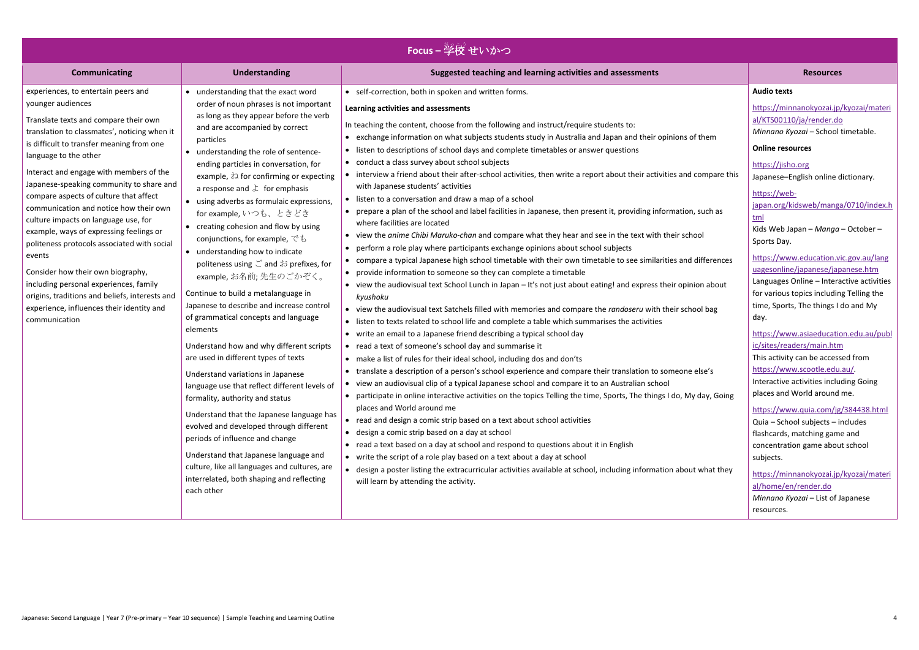## Focus – 学校 せいかつ

| Communicating | Understanding | Suggested teaching and learning activities and assessments | Resources |
|---|---|---|---|
| experiences, to entertain peers and younger audiences<br><br>Translate texts and compare their own translation to classmates', noticing when it is difficult to transfer meaning from one language to the other<br><br>Interact and engage with members of the Japanese-speaking community to share and compare aspects of culture that affect communication and notice how their own culture impacts on language use, for example, ways of expressing feelings or politeness protocols associated with social events<br><br>Consider how their own biography, including personal experiences, family origins, traditions and beliefs, interests and experience, influences their identity and communication | • understanding that the exact word order of noun phrases is not important as long as they appear before the verb and are accompanied by correct particles<br>• understanding the role of sentence-ending particles in conversation, for example, ね for confirming or expecting a response and よ for emphasis<br>• using adverbs as formulaic expressions, for example, いつも、ときどき<br>• creating cohesion and flow by using conjunctions, for example, でも<br>• understanding how to indicate politeness using ご and お prefixes, for example, お名前; 先生のごかぞく。<br><br>Continue to build a metalanguage in Japanese to describe and increase control of grammatical concepts and language elements<br><br>Understand how and why different scripts are used in different types of texts<br><br>Understand variations in Japanese language use that reflect different levels of formality, authority and status<br><br>Understand that the Japanese language has evolved and developed through different periods of influence and change<br><br>Understand that Japanese language and culture, like all languages and cultures, are interrelated, both shaping and reflecting each other | • self-correction, both in spoken and written forms.<br><br>**Learning activities and assessments**<br><br>In teaching the content, choose from the following and instruct/require students to:<br>• exchange information on what subjects students study in Australia and Japan and their opinions of them<br>• listen to descriptions of school days and complete timetables or answer questions<br>• conduct a class survey about school subjects<br>• interview a friend about their after-school activities, then write a report about their activities and compare this with Japanese students' activities<br>• listen to a conversation and draw a map of a school<br>• prepare a plan of the school and label facilities in Japanese, then present it, providing information, such as where facilities are located<br>• view the *anime Chibi Maruko-chan* and compare what they hear and see in the text with their school<br>• perform a role play where participants exchange opinions about school subjects<br>• compare a typical Japanese high school timetable with their own timetable to see similarities and differences<br>• provide information to someone so they can complete a timetable<br>• view the audiovisual text School Lunch in Japan – It's not just about eating! and express their opinion about *kyushoku*<br>• view the audiovisual text Satchels filled with memories and compare the *randoseru* with their school bag<br>• listen to texts related to school life and complete a table which summarises the activities<br>• write an email to a Japanese friend describing a typical school day<br>• read a text of someone's school day and summarise it<br>• make a list of rules for their ideal school, including dos and don'ts<br>• translate a description of a person's school experience and compare their translation to someone else's<br>• view an audiovisual clip of a typical Japanese school and compare it to an Australian school<br>• participate in online interactive activities on the topics Telling the time, Sports, The things I do, My day, Going places and World around me<br>• read and design a comic strip based on a text about school activities<br>• design a comic strip based on a day at school<br>• read a text based on a day at school and respond to questions about it in English<br>• write the script of a role play based on a text about a day at school<br>• design a poster listing the extracurricular activities available at school, including information about what they will learn by attending the activity. | **Audio texts**<br><br>https://minnanokyozai.jp/kyozai/material/KTS00110/ja/render.do<br>*Minnano Kyozai* – School timetable.<br><br>**Online resources**<br><br>https://jisho.org<br>Japanese–English online dictionary.<br><br>https://web-japan.org/kidsweb/manga/0710/index.html<br>Kids Web Japan – *Manga* – October – Sports Day.<br><br>https://www.education.vic.gov.au/languagesonline/japanese/japanese.htm<br>Languages Online – Interactive activities for various topics including Telling the time, Sports, The things I do and My day.<br><br>https://www.asiaeducation.edu.au/public/sites/readers/main.htm<br>This activity can be accessed from https://www.scootle.edu.au/.<br>Interactive activities including Going places and World around me.<br><br>https://www.quia.com/jg/384438.html<br>Quia – School subjects – includes flashcards, matching game and concentration game about school subjects.<br><br>https://minnanokyozai.jp/kyozai/material/home/en/render.do<br>*Minnano Kyozai* – List of Japanese resources. |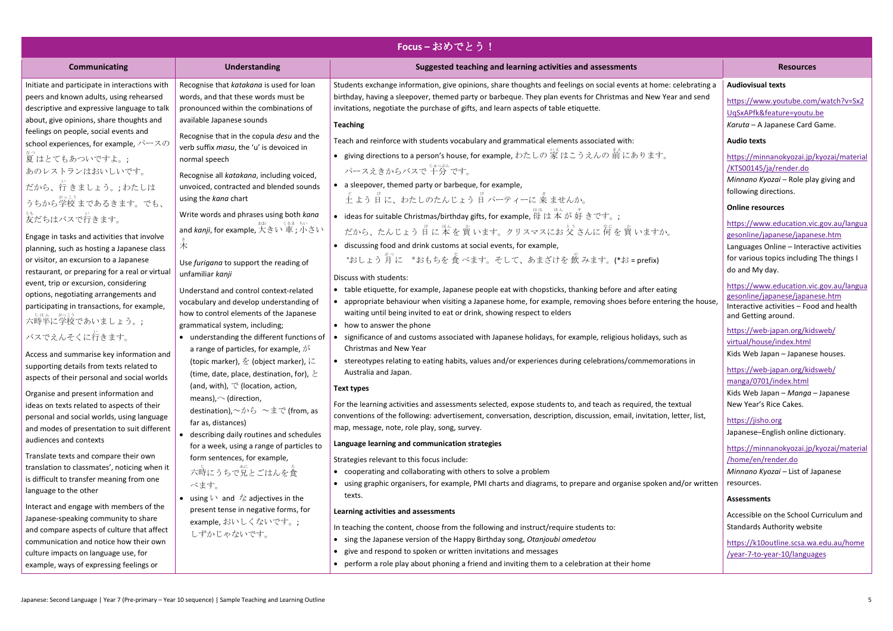# Focus – おめでとう！

| Communicating | Understanding | Suggested teaching and learning activities and assessments | Resources |
| --- | --- | --- | --- |
| Initiate and participate in interactions with peers and known adults, using rehearsed descriptive and expressive language to talk about, give opinions, share thoughts and feelings on people, social events and school experiences, for example, パースの夏はとてもあついですよ。; あのレストランはおいしいです。だから、行きましょう。; わたしはうちから学校まであるきます。でも、友だちはバスで行きます。<br><br>Engage in tasks and activities that involve planning, such as hosting a Japanese class or visitor, an excursion to a Japanese restaurant, or preparing for a real or virtual event, trip or excursion, considering options, negotiating arrangements and participating in transactions, for example, 六時半に学校であいましょう。; バスでえんそくに行きます。<br><br>Access and summarise key information and supporting details from texts related to aspects of their personal and social worlds<br><br>Organise and present information and ideas on texts related to aspects of their personal and social worlds, using language and modes of presentation to suit different audiences and contexts<br><br>Translate texts and compare their own translation to classmates', noticing when it is difficult to transfer meaning from one language to the other<br><br>Interact and engage with members of the Japanese-speaking community to share and compare aspects of culture that affect communication and notice how their own culture impacts on language use, for example, ways of expressing feelings or | Recognise that *katakana* is used for loan words, and that these words must be pronounced within the combinations of available Japanese sounds<br><br>Recognise that in the copula *desu* and the verb suffix *masu*, the 'u' is devoiced in normal speech<br><br>Recognise all *katakana*, including voiced, unvoiced, contracted and blended sounds using the *kana* chart<br><br>Write words and phrases using both *kana* and *kanji*, for example, 大きい 車; 小さい 木<br><br>Use *furigana* to support the reading of unfamiliar *kanji*<br><br>Understand and control context-related vocabulary and develop understanding of how to control elements of the Japanese grammatical system, including;<br>• understanding the different functions of a range of particles, for example, が (topic marker), を (object marker), に (time, date, place, destination, for), と (and, with), で (location, action, means),へ (direction, destination),～から ～まで (from, as far as, distances)<br>• describing daily routines and schedules for a week, using a range of particles to form sentences, for example, 六時にうちで兄とごはんを食べます。<br>• using い and な adjectives in the present tense in negative forms, for example, おいしくないです。; しずかじゃないです。 | Students exchange information, give opinions, share thoughts and feelings on social events at home: celebrating a birthday, having a sleepover, themed party or barbeque. They plan events for Christmas and New Year and send invitations, negotiate the purchase of gifts, and learn aspects of table etiquette.<br><br>**Teaching**<br><br>Teach and reinforce with students vocabulary and grammatical elements associated with:<br>• giving directions to a person's house, for example, わたしの 家はこうえんの 前にあります。パースえきからバスで 十分です。<br>• a sleepover, themed party or barbeque, for example, 土よう日に、わたしのたんじょう日パーティーに来ませんか。<br>• ideas for suitable Christmas/birthday gifts, for example, 母は本が好きです。; だから、たんじょう日に本を買います。クリスマスにお父さんに何を買いますか。<br>• discussing food and drink customs at social events, for example, \*おしょう月に \*おもちを食べます。そして、あまざけを飲みます。(\*お = prefix)<br><br>Discuss with students:<br>• table etiquette, for example, Japanese people eat with chopsticks, thanking before and after eating<br>• appropriate behaviour when visiting a Japanese home, for example, removing shoes before entering the house, waiting until being invited to eat or drink, showing respect to elders<br>• how to answer the phone<br>• significance of and customs associated with Japanese holidays, for example, religious holidays, such as Christmas and New Year<br>• stereotypes relating to eating habits, values and/or experiences during celebrations/commemorations in Australia and Japan.<br><br>**Text types**<br><br>For the learning activities and assessments selected, expose students to, and teach as required, the textual conventions of the following: advertisement, conversation, description, discussion, email, invitation, letter, list, map, message, note, role play, song, survey.<br><br>**Language learning and communication strategies**<br><br>Strategies relevant to this focus include:<br>• cooperating and collaborating with others to solve a problem<br>• using graphic organisers, for example, PMI charts and diagrams, to prepare and organise spoken and/or written texts.<br><br>**Learning activities and assessments**<br><br>In teaching the content, choose from the following and instruct/require students to:<br>• sing the Japanese version of the Happy Birthday song, *Otanjoubi omedetou*<br>• give and respond to spoken or written invitations and messages<br>• perform a role play about phoning a friend and inviting them to a celebration at their home | **Audiovisual texts**<br><br>https://www.youtube.com/watch?v=Sx2UqSxAPfk&feature=youtu.be<br>*Karuta* – A Japanese Card Game.<br><br>**Audio texts**<br><br>https://minnanokyozai.jp/kyozai/material/KTS00145/ja/render.do<br>*Minnano Kyozai* – Role play giving and following directions.<br><br>**Online resources**<br><br>https://www.education.vic.gov.au/languagesonline/japanese/japanese.htm<br>Languages Online – Interactive activities for various topics including The things I do and My day.<br><br>https://www.education.vic.gov.au/languagesonline/japanese/japanese.htm<br>Interactive activities – Food and health and Getting around.<br><br>https://web-japan.org/kidsweb/virtual/house/index.html<br>Kids Web Japan – Japanese houses.<br><br>https://web-japan.org/kidsweb/manga/0701/index.html<br>Kids Web Japan – *Manga* – Japanese New Year's Rice Cakes.<br><br>https://jisho.org<br>Japanese–English online dictionary.<br><br>https://minnanokyozai.jp/kyozai/material/home/en/render.do<br>*Minnano Kyozai* – List of Japanese resources.<br><br>**Assessments**<br><br>Accessible on the School Curriculum and Standards Authority website<br><br>https://k10outline.scsa.wa.edu.au/home/year-7-to-year-10/languages |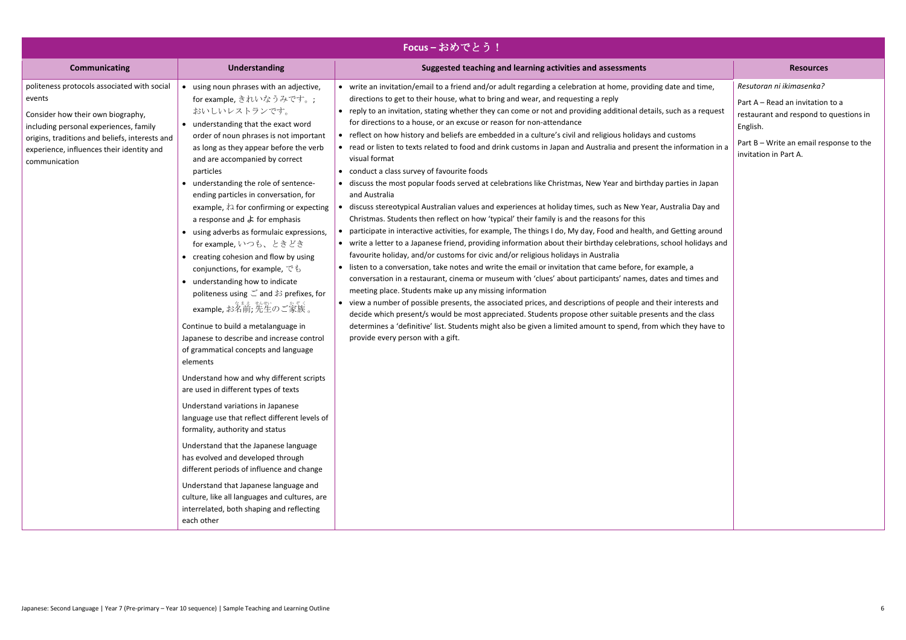| Focus – おめでとう！ | | | |
|---|---|---|---|
| **Communicating** | **Understanding** | **Suggested teaching and learning activities and assessments** | **Resources** |
| politeness protocols associated with social events<br><br>Consider how their own biography, including personal experiences, family origins, traditions and beliefs, interests and experience, influences their identity and communication | • using noun phrases with an adjective, for example, きれいなうみです。; おいしいレストランです。<br>• understanding that the exact word order of noun phrases is not important as long as they appear before the verb and are accompanied by correct particles<br>• understanding the role of sentence-ending particles in conversation, for example, ね for confirming or expecting a response and よ for emphasis<br>• using adverbs as formulaic expressions, for example, いつも、ときどき<br>• creating cohesion and flow by using conjunctions, for example, でも<br>• understanding how to indicate politeness using ご and お prefixes, for example, お名前(なまえ); 先生(せんせい)のご家族(かぞく)。<br><br>Continue to build a metalanguage in Japanese to describe and increase control of grammatical concepts and language elements<br><br>Understand how and why different scripts are used in different types of texts<br><br>Understand variations in Japanese language use that reflect different levels of formality, authority and status<br><br>Understand that the Japanese language has evolved and developed through different periods of influence and change<br><br>Understand that Japanese language and culture, like all languages and cultures, are interrelated, both shaping and reflecting each other | • write an invitation/email to a friend and/or adult regarding a celebration at home, providing date and time, directions to get to their house, what to bring and wear, and requesting a reply<br>• reply to an invitation, stating whether they can come or not and providing additional details, such as a request for directions to a house, or an excuse or reason for non-attendance<br>• reflect on how history and beliefs are embedded in a culture's civil and religious holidays and customs<br>• read or listen to texts related to food and drink customs in Japan and Australia and present the information in a visual format<br>• conduct a class survey of favourite foods<br>• discuss the most popular foods served at celebrations like Christmas, New Year and birthday parties in Japan and Australia<br>• discuss stereotypical Australian values and experiences at holiday times, such as New Year, Australia Day and Christmas. Students then reflect on how 'typical' their family is and the reasons for this<br>• participate in interactive activities, for example, The things I do, My day, Food and health, and Getting around<br>• write a letter to a Japanese friend, providing information about their birthday celebrations, school holidays and favourite holiday, and/or customs for civic and/or religious holidays in Australia<br>• listen to a conversation, take notes and write the email or invitation that came before, for example, a conversation in a restaurant, cinema or museum with 'clues' about participants' names, dates and times and meeting place. Students make up any missing information<br>• view a number of possible presents, the associated prices, and descriptions of people and their interests and decide which present/s would be most appreciated. Students propose other suitable presents and the class determines a 'definitive' list. Students might also be given a limited amount to spend, from which they have to provide every person with a gift. | *Resutoran ni ikimasenka?*<br><br>Part A – Read an invitation to a restaurant and respond to questions in English.<br><br>Part B – Write an email response to the invitation in Part A. |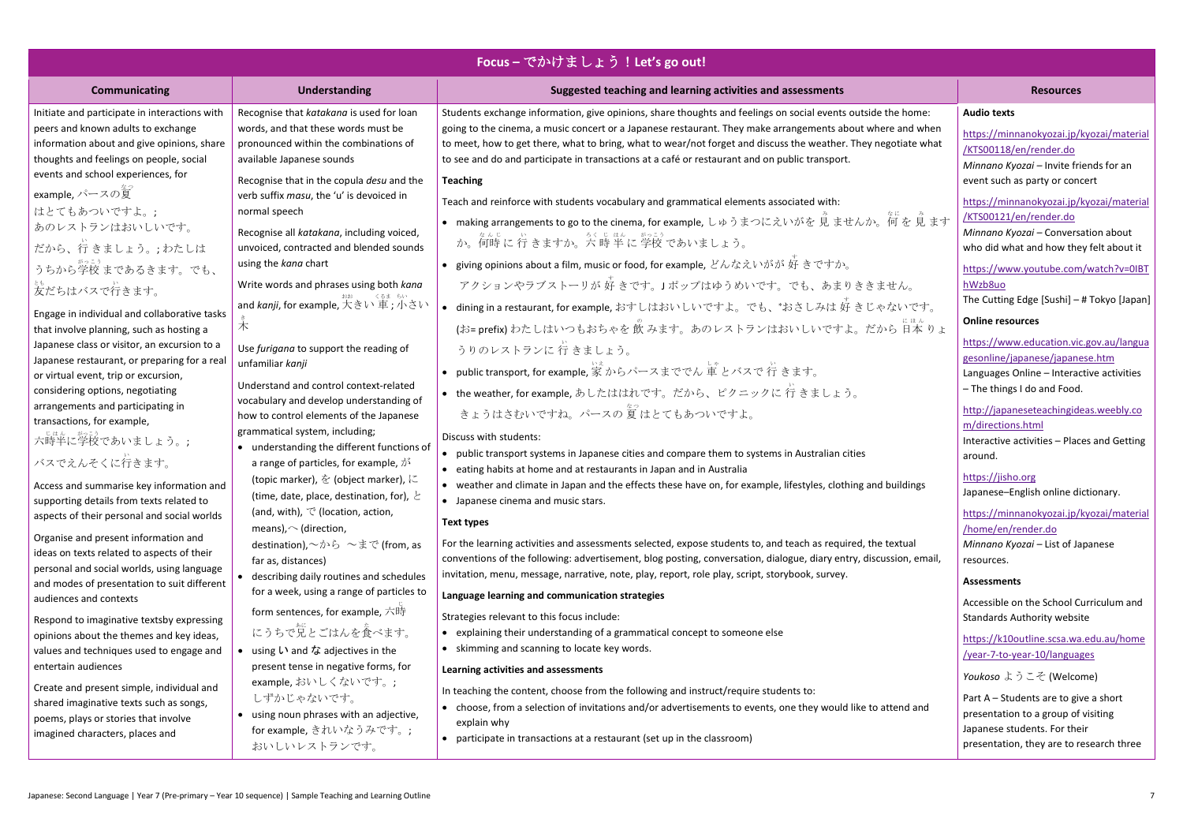# Focus – でかけましょう！Let's go out!

| Communicating | Understanding | Suggested teaching and learning activities and assessments | Resources |
|---|---|---|---|
| Initiate and participate in interactions with peers and known adults to exchange information about and give opinions, share thoughts and feelings on people, social events and school experiences, for example, パースの夏はとてもあついですよ。; あのレストランはおいしいです。だから、行きましょう。; わたしはうちから学校まであるきます。でも、友だちはバスで行きます。<br><br>Engage in individual and collaborative tasks that involve planning, such as hosting a Japanese class or visitor, an excursion to a Japanese restaurant, or preparing for a real or virtual event, trip or excursion, considering options, negotiating arrangements and participating in transactions, for example, 六時半に学校であいましょう。; バスでえんそくに行きます。<br><br>Access and summarise key information and supporting details from texts related to aspects of their personal and social worlds<br><br>Organise and present information and ideas on texts related to aspects of their personal and social worlds, using language and modes of presentation to suit different audiences and contexts<br><br>Respond to imaginative textsby expressing opinions about the themes and key ideas, values and techniques used to engage and entertain audiences<br><br>Create and present simple, individual and shared imaginative texts such as songs, poems, plays or stories that involve imagined characters, places and | Recognise that *katakana* is used for loan words, and that these words must be pronounced within the combinations of available Japanese sounds<br><br>Recognise that in the copula *desu* and the verb suffix *masu*, the 'u' is devoiced in normal speech<br><br>Recognise all *katakana*, including voiced, unvoiced, contracted and blended sounds using the *kana* chart<br><br>Write words and phrases using both *kana* and *kanji*, for example, 大きい 車; 小さい 木<br><br>Use *furigana* to support the reading of unfamiliar *kanji*<br><br>Understand and control context-related vocabulary and develop understanding of how to control elements of the Japanese grammatical system, including;<br>• understanding the different functions of a range of particles, for example, が (topic marker), を (object marker), に (time, date, place, destination, for), と (and, with), で (location, action, means),へ (direction, destination),～から ～まで (from, as far as, distances)<br>• describing daily routines and schedules for a week, using a range of particles to form sentences, for example, 六時にうちで兄とごはんを食べます。<br>• using い and な adjectives in the present tense in negative forms, for example, おいしくないです。; しずかじゃないです。<br>• using noun phrases with an adjective, for example, きれいなうみです。; おいしいレストランです。 | Students exchange information, give opinions, share thoughts and feelings on social events outside the home: going to the cinema, a music concert or a Japanese restaurant. They make arrangements about where and when to meet, how to get there, what to bring, what to wear/not forget and discuss the weather. They negotiate what to see and do and participate in transactions at a café or restaurant and on public transport.<br><br>**Teaching**<br><br>Teach and reinforce with students vocabulary and grammatical elements associated with:<br>• making arrangements to go to the cinema, for example, しゅうまつにえいがを 見 ませんか。何 を 見 ますか。何時 に 行 きますか。六 時 半 に 学校 であいましょう。<br>• giving opinions about a film, music or food, for example, どんなえいがが 好 きですか。アクションやラブストーリが 好 きです。J ポップはゆうめいです。でも、あまりききません。<br>• dining in a restaurant, for example, おすしはおいしいですよ。でも、*おさしみは 好 きじゃないです。(お= prefix) わたしはいつもおちゃを 飲 みます。あのレストランはおいしいですよ。だから 日本 りょうりのレストランに 行 きましょう。<br>• public transport, for example, 家 からパースまででん 車 とバスで 行 きます。<br>• the weather, for example, あしたははれです。だから、ピクニックに 行 きましょう。きょうはさむいですね。パースの 夏 はとてもあついですよ。<br><br>Discuss with students:<br>• public transport systems in Japanese cities and compare them to systems in Australian cities<br>• eating habits at home and at restaurants in Japan and in Australia<br>• weather and climate in Japan and the effects these have on, for example, lifestyles, clothing and buildings<br>• Japanese cinema and music stars.<br><br>**Text types**<br><br>For the learning activities and assessments selected, expose students to, and teach as required, the textual conventions of the following: advertisement, blog posting, conversation, dialogue, diary entry, discussion, email, invitation, menu, message, narrative, note, play, report, role play, script, storybook, survey.<br><br>**Language learning and communication strategies**<br><br>Strategies relevant to this focus include:<br>• explaining their understanding of a grammatical concept to someone else<br>• skimming and scanning to locate key words.<br><br>**Learning activities and assessments**<br><br>In teaching the content, choose from the following and instruct/require students to:<br>• choose, from a selection of invitations and/or advertisements to events, one they would like to attend and explain why<br>• participate in transactions at a restaurant (set up in the classroom) | **Audio texts**<br><br>https://minnanokyozai.jp/kyozai/material/KTS00118/en/render.do<br>*Minnano Kyozai* – Invite friends for an event such as party or concert<br><br>https://minnanokyozai.jp/kyozai/material/KTS00121/en/render.do<br>*Minnano Kyozai* – Conversation about who did what and how they felt about it<br><br>https://www.youtube.com/watch?v=0IBThWzb8uo<br>The Cutting Edge [Sushi] – # Tokyo [Japan]<br><br>**Online resources**<br><br>https://www.education.vic.gov.au/languagesonline/japanese/japanese.htm<br>Languages Online – Interactive activities – The things I do and Food.<br><br>http://japaneseteachingideas.weebly.com/directions.html<br>Interactive activities – Places and Getting around.<br><br>https://jisho.org<br>Japanese–English online dictionary.<br><br>https://minnanokyozai.jp/kyozai/material/home/en/render.do<br>*Minnano Kyozai* – List of Japanese resources.<br><br>**Assessments**<br><br>Accessible on the School Curriculum and Standards Authority website<br><br>https://k10outline.scsa.wa.edu.au/home/year-7-to-year-10/languages<br><br>*Youkoso* ようこそ (Welcome)<br><br>Part A – Students are to give a short presentation to a group of visiting Japanese students. For their presentation, they are to research three |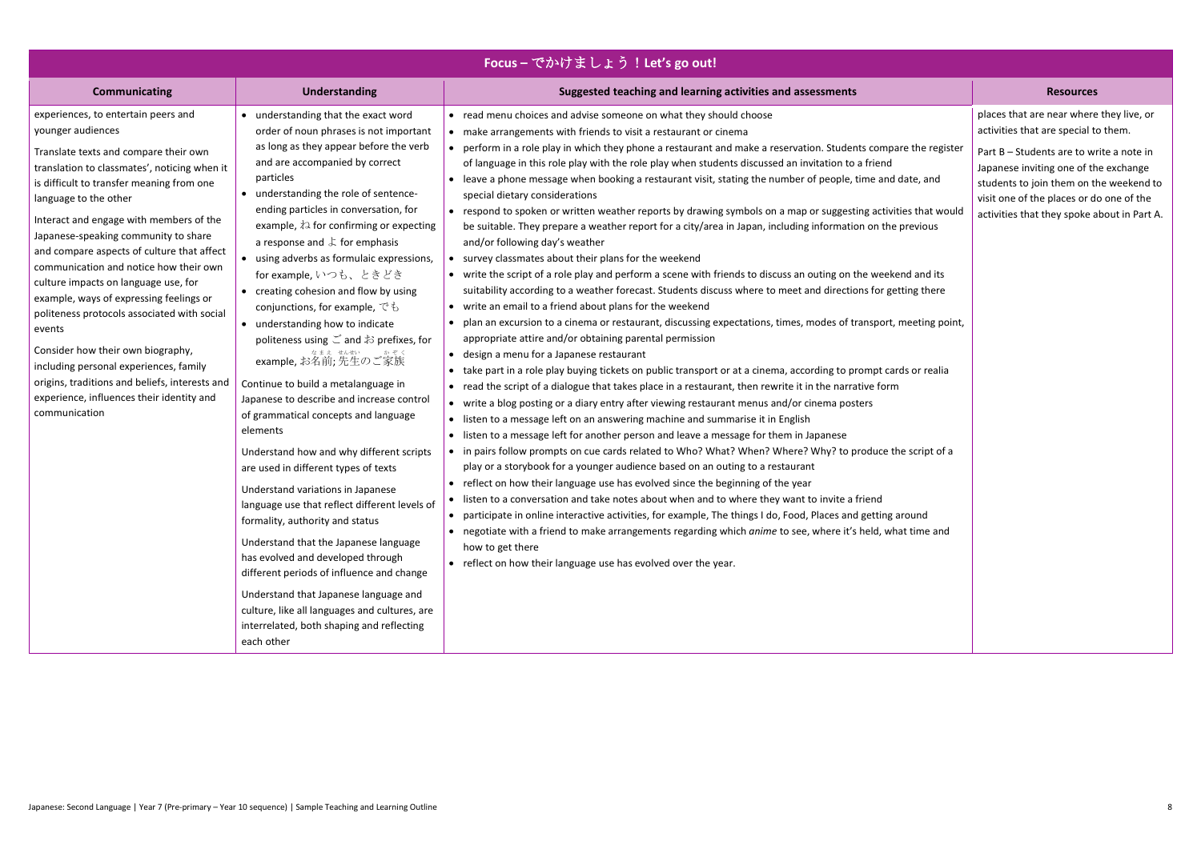| Focus – でかけましょう！Let's go out! | | | |
|---|---|---|---|
| **Communicating** | **Understanding** | **Suggested teaching and learning activities and assessments** | **Resources** |
| experiences, to entertain peers and younger audiences<br><br>Translate texts and compare their own translation to classmates', noticing when it is difficult to transfer meaning from one language to the other<br><br>Interact and engage with members of the Japanese-speaking community to share and compare aspects of culture that affect communication and notice how their own culture impacts on language use, for example, ways of expressing feelings or politeness protocols associated with social events<br><br>Consider how their own biography, including personal experiences, family origins, traditions and beliefs, interests and experience, influences their identity and communication | • understanding that the exact word order of noun phrases is not important as long as they appear before the verb and are accompanied by correct particles<br>• understanding the role of sentence-ending particles in conversation, for example, ね for confirming or expecting a response and よ for emphasis<br>• using adverbs as formulaic expressions, for example, いつも、ときどき<br>• creating cohesion and flow by using conjunctions, for example, でも<br>• understanding how to indicate politeness using ご and お prefixes, for example, お名前; 先生のご家族<br><br>Continue to build a metalanguage in Japanese to describe and increase control of grammatical concepts and language elements<br><br>Understand how and why different scripts are used in different types of texts<br><br>Understand variations in Japanese language use that reflect different levels of formality, authority and status<br><br>Understand that the Japanese language has evolved and developed through different periods of influence and change<br><br>Understand that Japanese language and culture, like all languages and cultures, are interrelated, both shaping and reflecting each other | • read menu choices and advise someone on what they should choose<br>• make arrangements with friends to visit a restaurant or cinema<br>• perform in a role play in which they phone a restaurant and make a reservation. Students compare the register of language in this role play with the role play when students discussed an invitation to a friend<br>• leave a phone message when booking a restaurant visit, stating the number of people, time and date, and special dietary considerations<br>• respond to spoken or written weather reports by drawing symbols on a map or suggesting activities that would be suitable. They prepare a weather report for a city/area in Japan, including information on the previous and/or following day's weather<br>• survey classmates about their plans for the weekend<br>• write the script of a role play and perform a scene with friends to discuss an outing on the weekend and its suitability according to a weather forecast. Students discuss where to meet and directions for getting there<br>• write an email to a friend about plans for the weekend<br>• plan an excursion to a cinema or restaurant, discussing expectations, times, modes of transport, meeting point, appropriate attire and/or obtaining parental permission<br>• design a menu for a Japanese restaurant<br>• take part in a role play buying tickets on public transport or at a cinema, according to prompt cards or realia<br>• read the script of a dialogue that takes place in a restaurant, then rewrite it in the narrative form<br>• write a blog posting or a diary entry after viewing restaurant menus and/or cinema posters<br>• listen to a message left on an answering machine and summarise it in English<br>• listen to a message left for another person and leave a message for them in Japanese<br>• in pairs follow prompts on cue cards related to Who? What? When? Where? Why? to produce the script of a play or a storybook for a younger audience based on an outing to a restaurant<br>• reflect on how their language use has evolved since the beginning of the year<br>• listen to a conversation and take notes about when and to where they want to invite a friend<br>• participate in online interactive activities, for example, The things I do, Food, Places and getting around<br>• negotiate with a friend to make arrangements regarding which *anime* to see, where it's held, what time and how to get there<br>• reflect on how their language use has evolved over the year. | places that are near where they live, or activities that are special to them.<br><br>Part B – Students are to write a note in Japanese inviting one of the exchange students to join them on the weekend to visit one of the places or do one of the activities that they spoke about in Part A. |